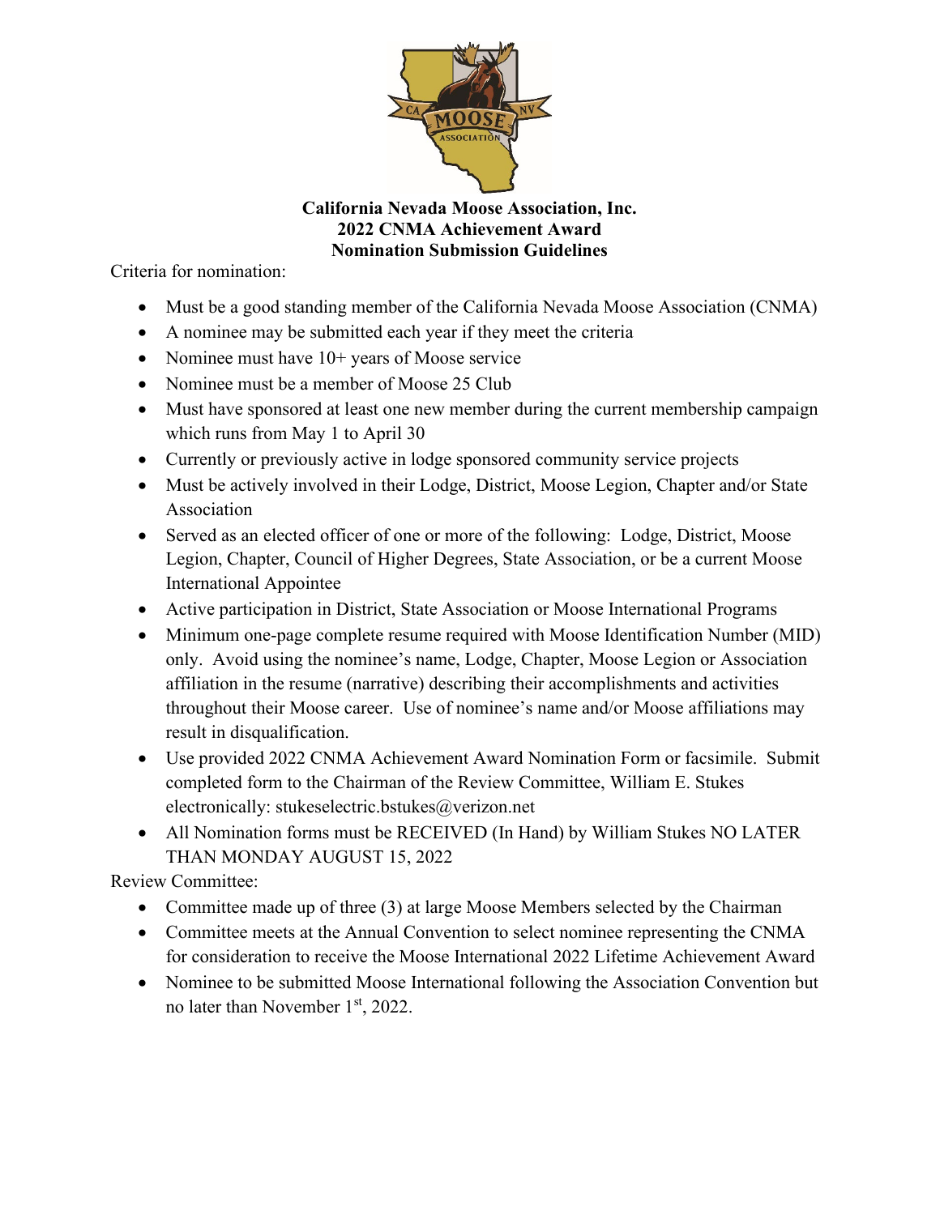# California Nevada Moose Association, Inc.
## 2022 CNMA Achievement Award
## Nomination Submission Guidelines

Criteria for nomination:

- Must be a good standing member of the California Nevada Moose Association (CNMA)
- A nominee may be submitted each year if they meet the criteria
- Nominee must have 10+ years of Moose service
- Nominee must be a member of Moose 25 Club
- Must have sponsored at least one new member during the current membership campaign which runs from May 1 to April 30
- Currently or previously active in lodge sponsored community service projects
- Must be actively involved in their Lodge, District, Moose Legion, Chapter and/or State Association
- Served as an elected officer of one or more of the following: Lodge, District, Moose Legion, Chapter, Council of Higher Degrees, State Association, or be a current Moose International Appointee
- Active participation in District, State Association or Moose International Programs
- Minimum one-page complete resume required with Moose Identification Number (MID) only. Avoid using the nominee's name, Lodge, Chapter, Moose Legion or Association affiliation in the resume (narrative) describing their accomplishments and activities throughout their Moose career. Use of nominee's name and/or Moose affiliations may result in disqualification.
- Use provided 2022 CNMA Achievement Award Nomination Form or facsimile. Submit completed form to the Chairman of the Review Committee, William E. Stukes electronically: stukeselectric.bstukes@verizon.net
- All Nomination forms must be RECEIVED (In Hand) by William Stukes NO LATER THAN MONDAY AUGUST 15, 2022

Review Committee:

- Committee made up of three (3) at large Moose Members selected by the Chairman
- Committee meets at the Annual Convention to select nominee representing the CNMA for consideration to receive the Moose International 2022 Lifetime Achievement Award
- Nominee to be submitted Moose International following the Association Convention but no later than November 1st, 2022.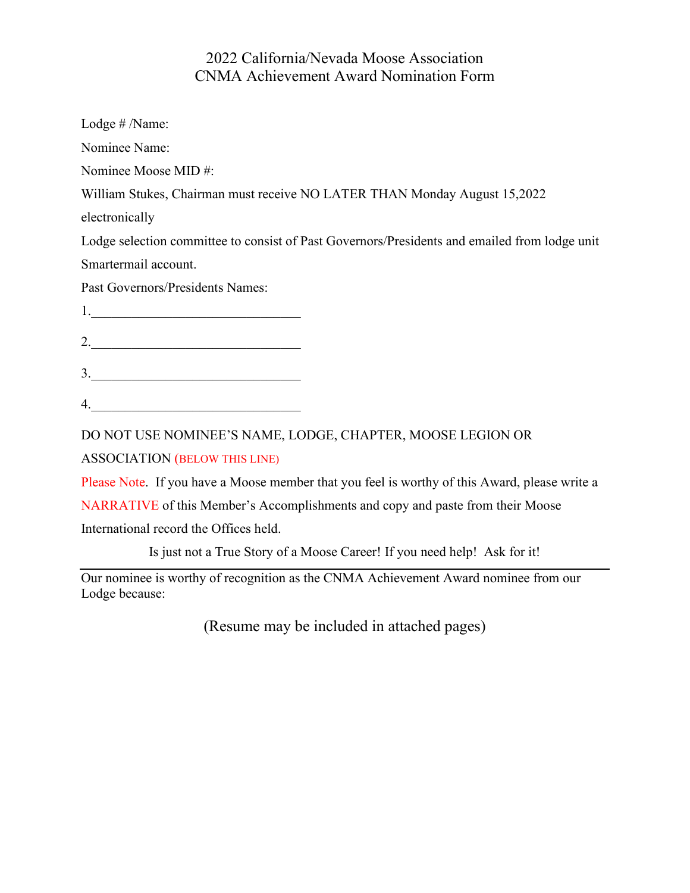# 2022 California/Nevada Moose Association
# CNMA Achievement Award Nomination Form

Lodge # /Name:

Nominee Name:

Nominee Moose MID #:

William Stukes, Chairman must receive NO LATER THAN Monday August 15,2022 electronically

Lodge selection committee to consist of Past Governors/Presidents and emailed from lodge unit Smartermail account.

Past Governors/Presidents Names:

1.________________________________

2.________________________________

3.________________________________

4.________________________________

DO NOT USE NOMINEE'S NAME, LODGE, CHAPTER, MOOSE LEGION OR ASSOCIATION (BELOW THIS LINE)

Please Note. If you have a Moose member that you feel is worthy of this Award, please write a NARRATIVE of this Member's Accomplishments and copy and paste from their Moose International record the Offices held.

Is just not a True Story of a Moose Career! If you need help! Ask for it!

---

Our nominee is worthy of recognition as the CNMA Achievement Award nominee from our Lodge because:

(Resume may be included in attached pages)